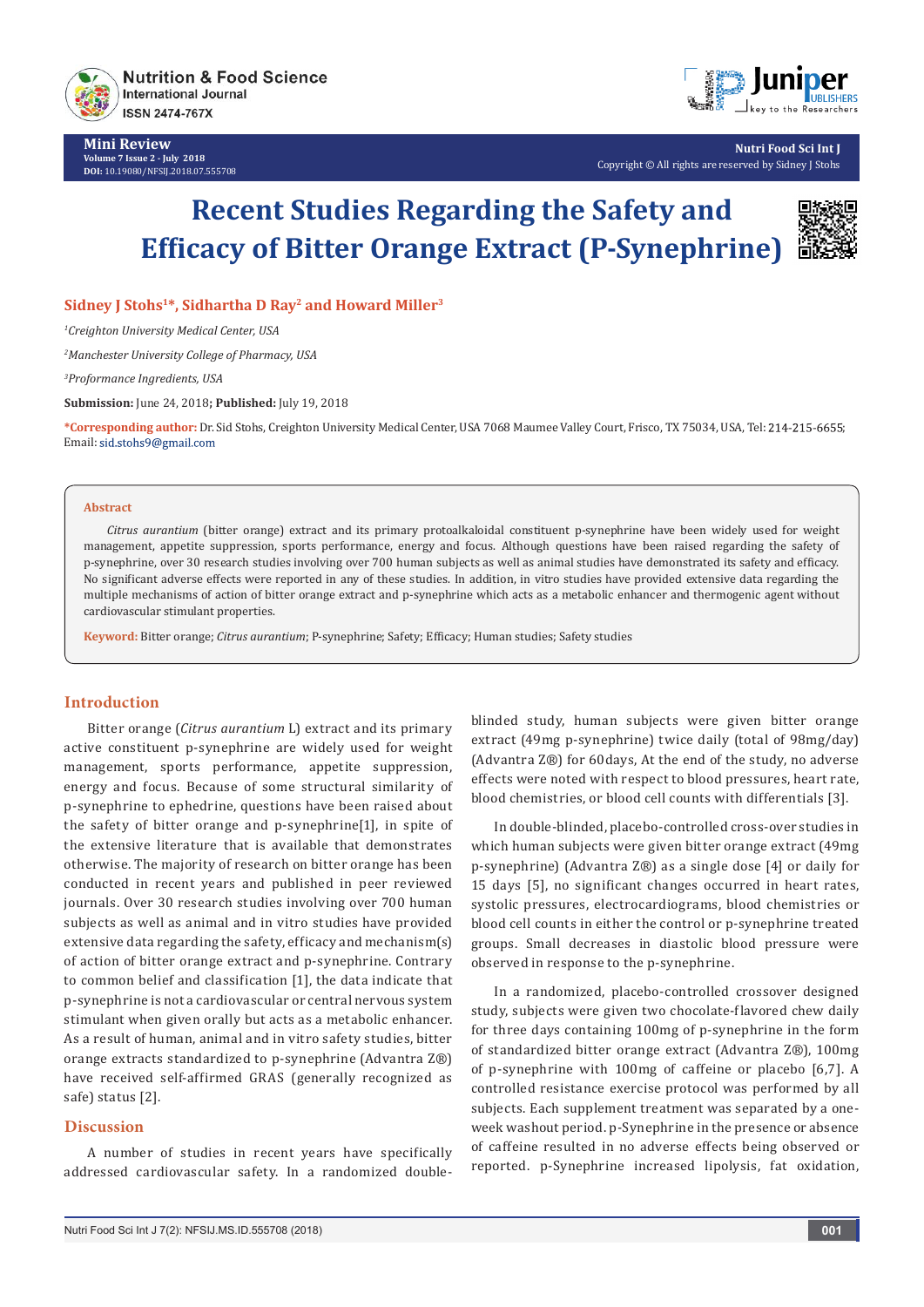Mini Review

# Recent Studies Regarding the Safety and Efficacy of Bitter Orange Extract (P-Synephrine)

**Sidney J Stohs[1]\*, Sidhartha D Ray[2] and Howard Miller[3]**

*[1]Creighton University Medical Center, USA*

*[2]Manchester University College of Pharmacy, USA*

*[3]Proformance Ingredients, USA*

**Submission:** June 24, 2018**; Published:** July 19, 2018

**\*Corresponding author:** Dr. Sid Stohs, Creighton University Medical Center, USA 7068 Maumee Valley Court, Frisco, TX 75034, USA, Tel: 214-215-6655; Email: sid.stohs9@gmail.com

## Abstract

*Citrus aurantium* (bitter orange) extract and its primary protoalkaloidal constituent p-synephrine have been widely used for weight management, appetite suppression, sports performance, energy and focus. Although questions have been raised regarding the safety of p-synephrine, over 30 research studies involving over 700 human subjects as well as animal studies have demonstrated its safety and efficacy. No significant adverse effects were reported in any of these studies. In addition, in vitro studies have provided extensive data regarding the multiple mechanisms of action of bitter orange extract and p-synephrine which acts as a metabolic enhancer and thermogenic agent without cardiovascular stimulant properties.

**Keyword:** Bitter orange; *Citrus aurantium*; P-synephrine; Safety; Efficacy; Human studies; Safety studies

## Introduction

Bitter orange (*Citrus aurantium* L) extract and its primary active constituent p-synephrine are widely used for weight management, sports performance, appetite suppression, energy and focus. Because of some structural similarity of p-synephrine to ephedrine, questions have been raised about the safety of bitter orange and p-synephrine[1], in spite of the extensive literature that is available that demonstrates otherwise. The majority of research on bitter orange has been conducted in recent years and published in peer reviewed journals. Over 30 research studies involving over 700 human subjects as well as animal and in vitro studies have provided extensive data regarding the safety, efficacy and mechanism(s) of action of bitter orange extract and p-synephrine. Contrary to common belief and classification [1], the data indicate that p-synephrine is not a cardiovascular or central nervous system stimulant when given orally but acts as a metabolic enhancer. As a result of human, animal and in vitro safety studies, bitter orange extracts standardized to p-synephrine (Advantra Z®) have received self-affirmed GRAS (generally recognized as safe) status [2].

## Discussion

A number of studies in recent years have specifically addressed cardiovascular safety. In a randomized double-blinded study, human subjects were given bitter orange extract (49mg p-synephrine) twice daily (total of 98mg/day) (Advantra Z®) for 60days, At the end of the study, no adverse effects were noted with respect to blood pressures, heart rate, blood chemistries, or blood cell counts with differentials [3].

In double-blinded, placebo-controlled cross-over studies in which human subjects were given bitter orange extract (49mg p-synephrine) (Advantra Z®) as a single dose [4] or daily for 15 days [5], no significant changes occurred in heart rates, systolic pressures, electrocardiograms, blood chemistries or blood cell counts in either the control or p-synephrine treated groups. Small decreases in diastolic blood pressure were observed in response to the p-synephrine.

In a randomized, placebo-controlled crossover designed study, subjects were given two chocolate-flavored chew daily for three days containing 100mg of p-synephrine in the form of standardized bitter orange extract (Advantra Z®), 100mg of p-synephrine with 100mg of caffeine or placebo [6,7]. A controlled resistance exercise protocol was performed by all subjects. Each supplement treatment was separated by a one-week washout period. p-Synephrine in the presence or absence of caffeine resulted in no adverse effects being observed or reported. p-Synephrine increased lipolysis, fat oxidation,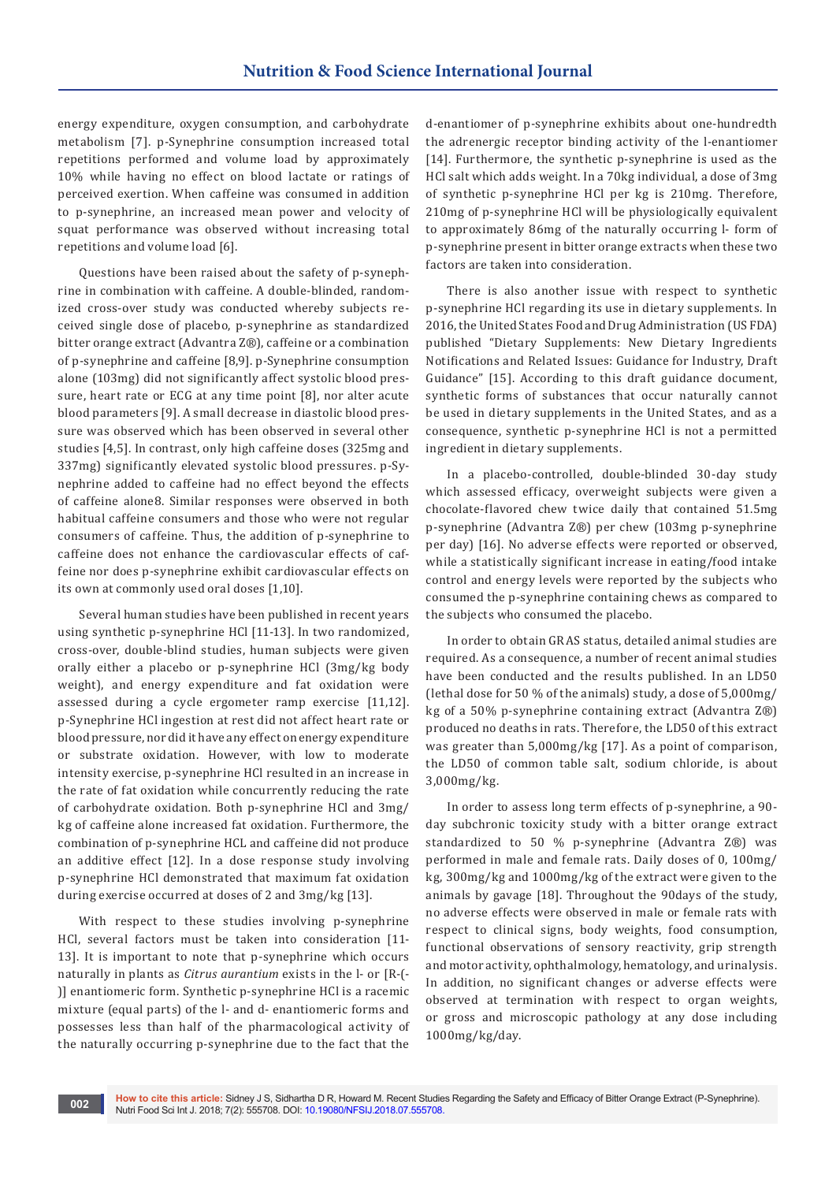energy expenditure, oxygen consumption, and carbohydrate metabolism [7]. p-Synephrine consumption increased total repetitions performed and volume load by approximately 10% while having no effect on blood lactate or ratings of perceived exertion. When caffeine was consumed in addition to p-synephrine, an increased mean power and velocity of squat performance was observed without increasing total repetitions and volume load [6].

Questions have been raised about the safety of p-synephrine in combination with caffeine. A double-blinded, randomized cross-over study was conducted whereby subjects received single dose of placebo, p-synephrine as standardized bitter orange extract (Advantra Z®), caffeine or a combination of p-synephrine and caffeine [8,9]. p-Synephrine consumption alone (103mg) did not significantly affect systolic blood pressure, heart rate or ECG at any time point [8], nor alter acute blood parameters [9]. A small decrease in diastolic blood pressure was observed which has been observed in several other studies [4,5]. In contrast, only high caffeine doses (325mg and 337mg) significantly elevated systolic blood pressures. p-Synephrine added to caffeine had no effect beyond the effects of caffeine alone8. Similar responses were observed in both habitual caffeine consumers and those who were not regular consumers of caffeine. Thus, the addition of p-synephrine to caffeine does not enhance the cardiovascular effects of caffeine nor does p-synephrine exhibit cardiovascular effects on its own at commonly used oral doses [1,10].

Several human studies have been published in recent years using synthetic p-synephrine HCl [11-13]. In two randomized, cross-over, double-blind studies, human subjects were given orally either a placebo or p-synephrine HCl (3mg/kg body weight), and energy expenditure and fat oxidation were assessed during a cycle ergometer ramp exercise [11,12]. p-Synephrine HCl ingestion at rest did not affect heart rate or blood pressure, nor did it have any effect on energy expenditure or substrate oxidation. However, with low to moderate intensity exercise, p-synephrine HCl resulted in an increase in the rate of fat oxidation while concurrently reducing the rate of carbohydrate oxidation. Both p-synephrine HCl and 3mg/kg of caffeine alone increased fat oxidation. Furthermore, the combination of p-synephrine HCL and caffeine did not produce an additive effect [12]. In a dose response study involving p-synephrine HCl demonstrated that maximum fat oxidation during exercise occurred at doses of 2 and 3mg/kg [13].

With respect to these studies involving p-synephrine HCl, several factors must be taken into consideration [11-13]. It is important to note that p-synephrine which occurs naturally in plants as *Citrus aurantium* exists in the l- or [R-(-)] enantiomeric form. Synthetic p-synephrine HCl is a racemic mixture (equal parts) of the l- and d- enantiomeric forms and possesses less than half of the pharmacological activity of the naturally occurring p-synephrine due to the fact that the d-enantiomer of p-synephrine exhibits about one-hundredth the adrenergic receptor binding activity of the l-enantiomer [14]. Furthermore, the synthetic p-synephrine is used as the HCl salt which adds weight. In a 70kg individual, a dose of 3mg of synthetic p-synephrine HCl per kg is 210mg. Therefore, 210mg of p-synephrine HCl will be physiologically equivalent to approximately 86mg of the naturally occurring l- form of p-synephrine present in bitter orange extracts when these two factors are taken into consideration.

There is also another issue with respect to synthetic p-synephrine HCl regarding its use in dietary supplements. In 2016, the United States Food and Drug Administration (US FDA) published "Dietary Supplements: New Dietary Ingredients Notifications and Related Issues: Guidance for Industry, Draft Guidance" [15]. According to this draft guidance document, synthetic forms of substances that occur naturally cannot be used in dietary supplements in the United States, and as a consequence, synthetic p-synephrine HCl is not a permitted ingredient in dietary supplements.

In a placebo-controlled, double-blinded 30-day study which assessed efficacy, overweight subjects were given a chocolate-flavored chew twice daily that contained 51.5mg p-synephrine (Advantra Z®) per chew (103mg p-synephrine per day) [16]. No adverse effects were reported or observed, while a statistically significant increase in eating/food intake control and energy levels were reported by the subjects who consumed the p-synephrine containing chews as compared to the subjects who consumed the placebo.

In order to obtain GRAS status, detailed animal studies are required. As a consequence, a number of recent animal studies have been conducted and the results published. In an LD50 (lethal dose for 50 % of the animals) study, a dose of 5,000mg/kg of a 50% p-synephrine containing extract (Advantra Z®) produced no deaths in rats. Therefore, the LD50 of this extract was greater than 5,000mg/kg [17]. As a point of comparison, the LD50 of common table salt, sodium chloride, is about 3,000mg/kg.

In order to assess long term effects of p-synephrine, a 90-day subchronic toxicity study with a bitter orange extract standardized to 50 % p-synephrine (Advantra Z®) was performed in male and female rats. Daily doses of 0, 100mg/kg, 300mg/kg and 1000mg/kg of the extract were given to the animals by gavage [18]. Throughout the 90days of the study, no adverse effects were observed in male or female rats with respect to clinical signs, body weights, food consumption, functional observations of sensory reactivity, grip strength and motor activity, ophthalmology, hematology, and urinalysis. In addition, no significant changes or adverse effects were observed at termination with respect to organ weights, or gross and microscopic pathology at any dose including 1000mg/kg/day.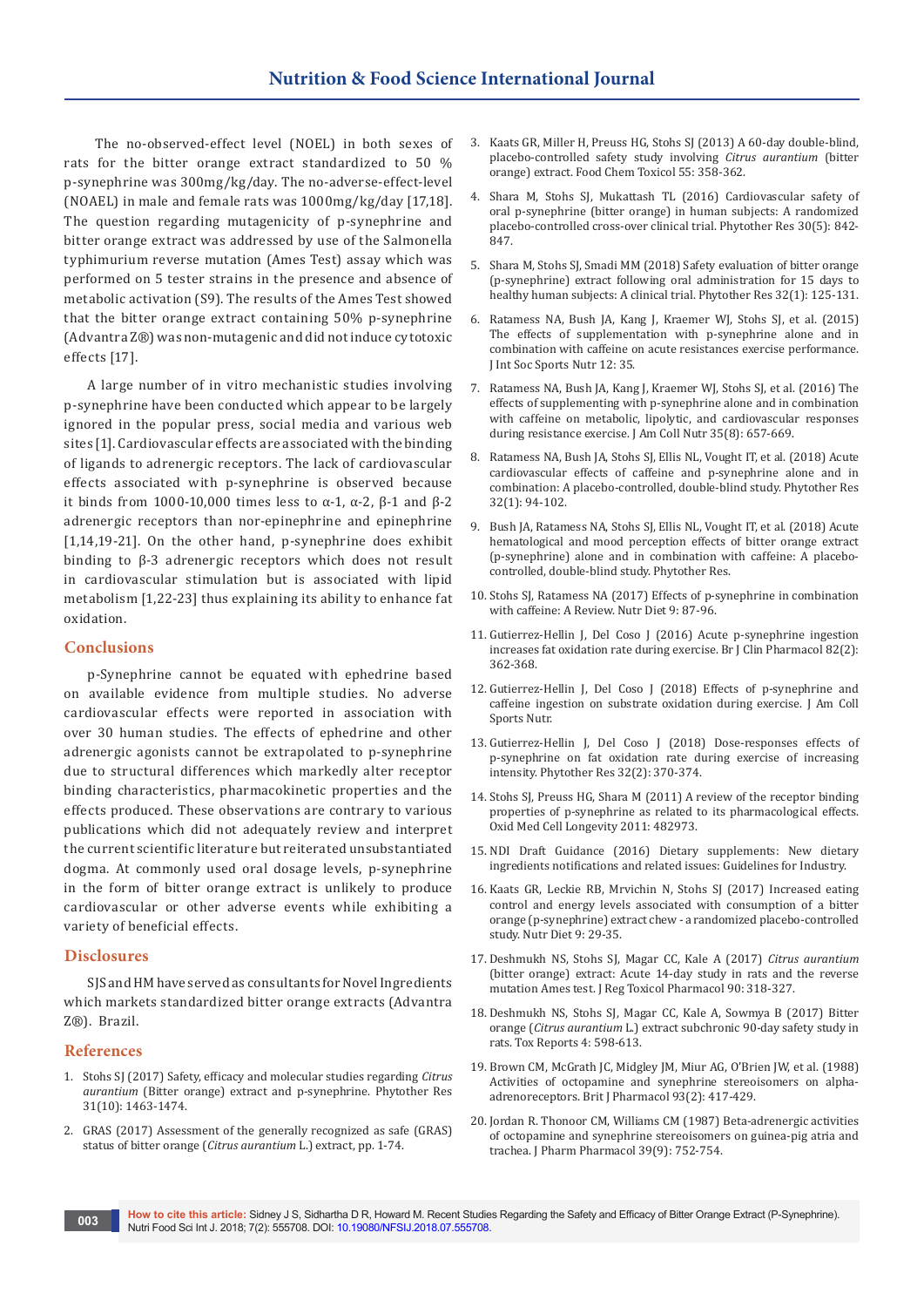The no-observed-effect level (NOEL) in both sexes of rats for the bitter orange extract standardized to 50 % p-synephrine was 300mg/kg/day. The no-adverse-effect-level (NOAEL) in male and female rats was 1000mg/kg/day [17,18]. The question regarding mutagenicity of p-synephrine and bitter orange extract was addressed by use of the Salmonella typhimurium reverse mutation (Ames Test) assay which was performed on 5 tester strains in the presence and absence of metabolic activation (S9). The results of the Ames Test showed that the bitter orange extract containing 50% p-synephrine (Advantra Z®) was non-mutagenic and did not induce cytotoxic effects [17].

A large number of in vitro mechanistic studies involving p-synephrine have been conducted which appear to be largely ignored in the popular press, social media and various web sites [1]. Cardiovascular effects are associated with the binding of ligands to adrenergic receptors. The lack of cardiovascular effects associated with p-synephrine is observed because it binds from 1000-10,000 times less to α-1, α-2, β-1 and β-2 adrenergic receptors than nor-epinephrine and epinephrine [1,14,19-21]. On the other hand, p-synephrine does exhibit binding to β-3 adrenergic receptors which does not result in cardiovascular stimulation but is associated with lipid metabolism [1,22-23] thus explaining its ability to enhance fat oxidation.

## Conclusions

p-Synephrine cannot be equated with ephedrine based on available evidence from multiple studies. No adverse cardiovascular effects were reported in association with over 30 human studies. The effects of ephedrine and other adrenergic agonists cannot be extrapolated to p-synephrine due to structural differences which markedly alter receptor binding characteristics, pharmacokinetic properties and the effects produced. These observations are contrary to various publications which did not adequately review and interpret the current scientific literature but reiterated unsubstantiated dogma. At commonly used oral dosage levels, p-synephrine in the form of bitter orange extract is unlikely to produce cardiovascular or other adverse events while exhibiting a variety of beneficial effects.

## Disclosures

SJS and HM have served as consultants for Novel Ingredients which markets standardized bitter orange extracts (Advantra Z®). Brazil.

## References

1. Stohs SJ (2017) Safety, efficacy and molecular studies regarding *Citrus aurantium* (Bitter orange) extract and p-synephrine. Phytother Res 31(10): 1463-1474.
2. GRAS (2017) Assessment of the generally recognized as safe (GRAS) status of bitter orange (*Citrus aurantium* L.) extract, pp. 1-74.
3. Kaats GR, Miller H, Preuss HG, Stohs SJ (2013) A 60-day double-blind, placebo-controlled safety study involving *Citrus aurantium* (bitter orange) extract. Food Chem Toxicol 55: 358-362.
4. Shara M, Stohs SJ, Mukattash TL (2016) Cardiovascular safety of oral p-synephrine (bitter orange) in human subjects: A randomized placebo-controlled cross-over clinical trial. Phytother Res 30(5): 842-847.
5. Shara M, Stohs SJ, Smadi MM (2018) Safety evaluation of bitter orange (p-synephrine) extract following oral administration for 15 days to healthy human subjects: A clinical trial. Phytother Res 32(1): 125-131.
6. Ratamess NA, Bush JA, Kang J, Kraemer WJ, Stohs SJ, et al. (2015) The effects of supplementation with p-synephrine alone and in combination with caffeine on acute resistances exercise performance. J Int Soc Sports Nutr 12: 35.
7. Ratamess NA, Bush JA, Kang J, Kraemer WJ, Stohs SJ, et al. (2016) The effects of supplementing with p-synephrine alone and in combination with caffeine on metabolic, lipolytic, and cardiovascular responses during resistance exercise. J Am Coll Nutr 35(8): 657-669.
8. Ratamess NA, Bush JA, Stohs SJ, Ellis NL, Vought IT, et al. (2018) Acute cardiovascular effects of caffeine and p-synephrine alone and in combination: A placebo-controlled, double-blind study. Phytother Res 32(1): 94-102.
9. Bush JA, Ratamess NA, Stohs SJ, Ellis NL, Vought IT, et al. (2018) Acute hematological and mood perception effects of bitter orange extract (p-synephrine) alone and in combination with caffeine: A placebo-controlled, double-blind study. Phytother Res.
10. Stohs SJ, Ratamess NA (2017) Effects of p-synephrine in combination with caffeine: A Review. Nutr Diet 9: 87-96.
11. Gutierrez-Hellin J, Del Coso J (2016) Acute p-synephrine ingestion increases fat oxidation rate during exercise. Br J Clin Pharmacol 82(2): 362-368.
12. Gutierrez-Hellin J, Del Coso J (2018) Effects of p-synephrine and caffeine ingestion on substrate oxidation during exercise. J Am Coll Sports Nutr.
13. Gutierrez-Hellin J, Del Coso J (2018) Dose-responses effects of p-synephrine on fat oxidation rate during exercise of increasing intensity. Phytother Res 32(2): 370-374.
14. Stohs SJ, Preuss HG, Shara M (2011) A review of the receptor binding properties of p-synephrine as related to its pharmacological effects. Oxid Med Cell Longevity 2011: 482973.
15. NDI Draft Guidance (2016) Dietary supplements: New dietary ingredients notifications and related issues: Guidelines for Industry.
16. Kaats GR, Leckie RB, Mrvichin N, Stohs SJ (2017) Increased eating control and energy levels associated with consumption of a bitter orange (p-synephrine) extract chew - a randomized placebo-controlled study. Nutr Diet 9: 29-35.
17. Deshmukh NS, Stohs SJ, Magar CC, Kale A (2017) *Citrus aurantium* (bitter orange) extract: Acute 14-day study in rats and the reverse mutation Ames test. J Reg Toxicol Pharmacol 90: 318-327.
18. Deshmukh NS, Stohs SJ, Magar CC, Kale A, Sowmya B (2017) Bitter orange (*Citrus aurantium* L.) extract subchronic 90-day safety study in rats. Tox Reports 4: 598-613.
19. Brown CM, McGrath JC, Midgley JM, Miur AG, O'Brien JW, et al. (1988) Activities of octopamine and synephrine stereoisomers on alpha-adrenoreceptors. Brit J Pharmacol 93(2): 417-429.
20. Jordan R. Thonoor CM, Williams CM (1987) Beta-adrenergic activities of octopamine and synephrine stereoisomers on guinea-pig atria and trachea. J Pharm Pharmacol 39(9): 752-754.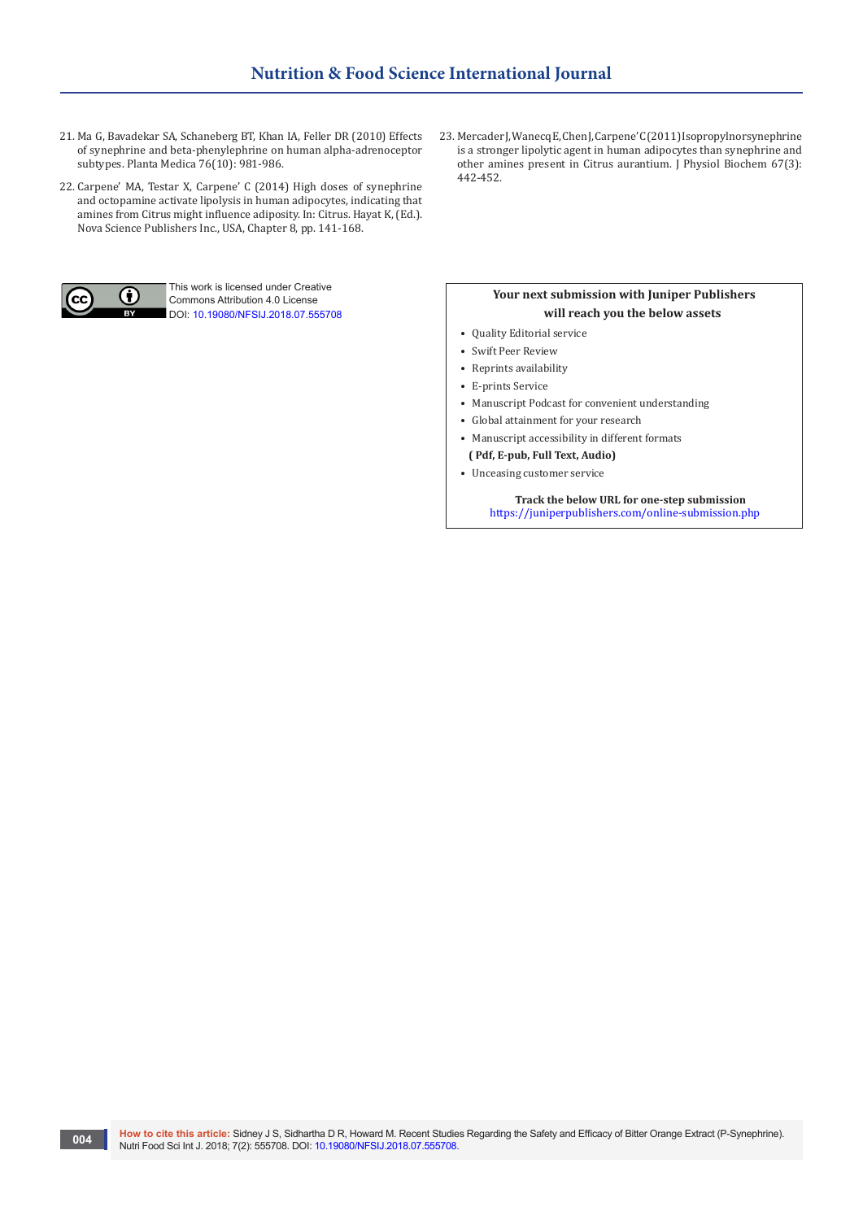21. Ma G, Bavadekar SA, Schaneberg BT, Khan IA, Feller DR (2010) Effects of synephrine and beta-phenylephrine on human alpha-adrenoceptor subtypes. Planta Medica 76(10): 981-986.
22. Carpene' MA, Testar X, Carpene' C (2014) High doses of synephrine and octopamine activate lipolysis in human adipocytes, indicating that amines from Citrus might influence adiposity. In: Citrus. Hayat K, (Ed.). Nova Science Publishers Inc., USA, Chapter 8, pp. 141-168.
23. Mercader J, Wanecq E, Chen J, Carpene' C (2011) Isopropylnorsynephrine is a stronger lipolytic agent in human adipocytes than synephrine and other amines present in Citrus aurantium. J Physiol Biochem 67(3): 442-452.

This work is licensed under Creative Commons Attribution 4.0 License
DOI: 10.19080/NFSIJ.2018.07.555708

**Your next submission with Juniper Publishers will reach you the below assets**

- Quality Editorial service
- Swift Peer Review
- Reprints availability
- E-prints Service
- Manuscript Podcast for convenient understanding
- Global attainment for your research
- Manuscript accessibility in different formats

**( Pdf, E-pub, Full Text, Audio)**

- Unceasing customer service

**Track the below URL for one-step submission**
https://juniperpublishers.com/online-submission.php

**How to cite this article:** Sidney J S, Sidhartha D R, Howard M. Recent Studies Regarding the Safety and Efficacy of Bitter Orange Extract (P-Synephrine). Nutri Food Sci Int J. 2018; 7(2): 555708. DOI: 10.19080/NFSIJ.2018.07.555708.